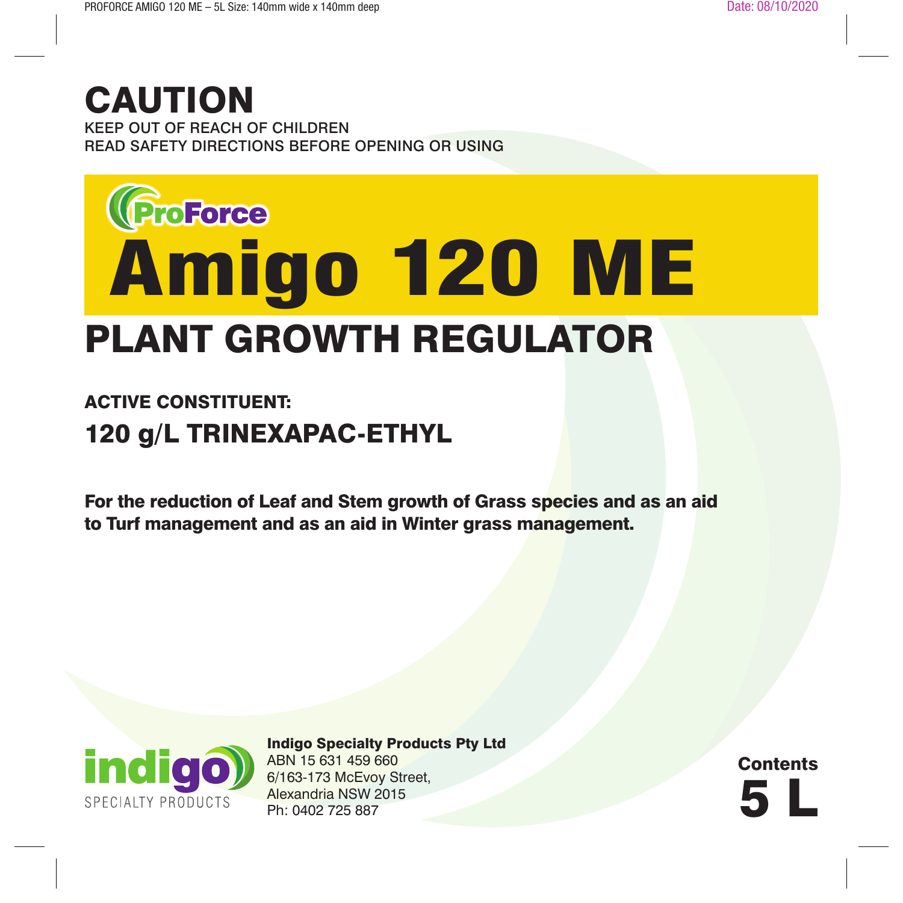# CAUTION

KEEP OUT OF REACH OF CHILDREN
READ SAFETY DIRECTIONS BEFORE OPENING OR USING

ProForce

# Amigo 120 ME

## PLANT GROWTH REGULATOR

**ACTIVE CONSTITUENT:**

**120 g/L TRINEXAPAC-ETHYL**

**For the reduction of Leaf and Stem growth of Grass species and as an aid to Turf management and as an aid in Winter grass management.**

indigo SPECIALTY PRODUCTS

**Indigo Specialty Products Pty Ltd**
ABN 15 631 459 660
6/163-173 McEvoy Street,
Alexandria NSW 2015
Ph: 0402 725 887

**Contents**
**5 L**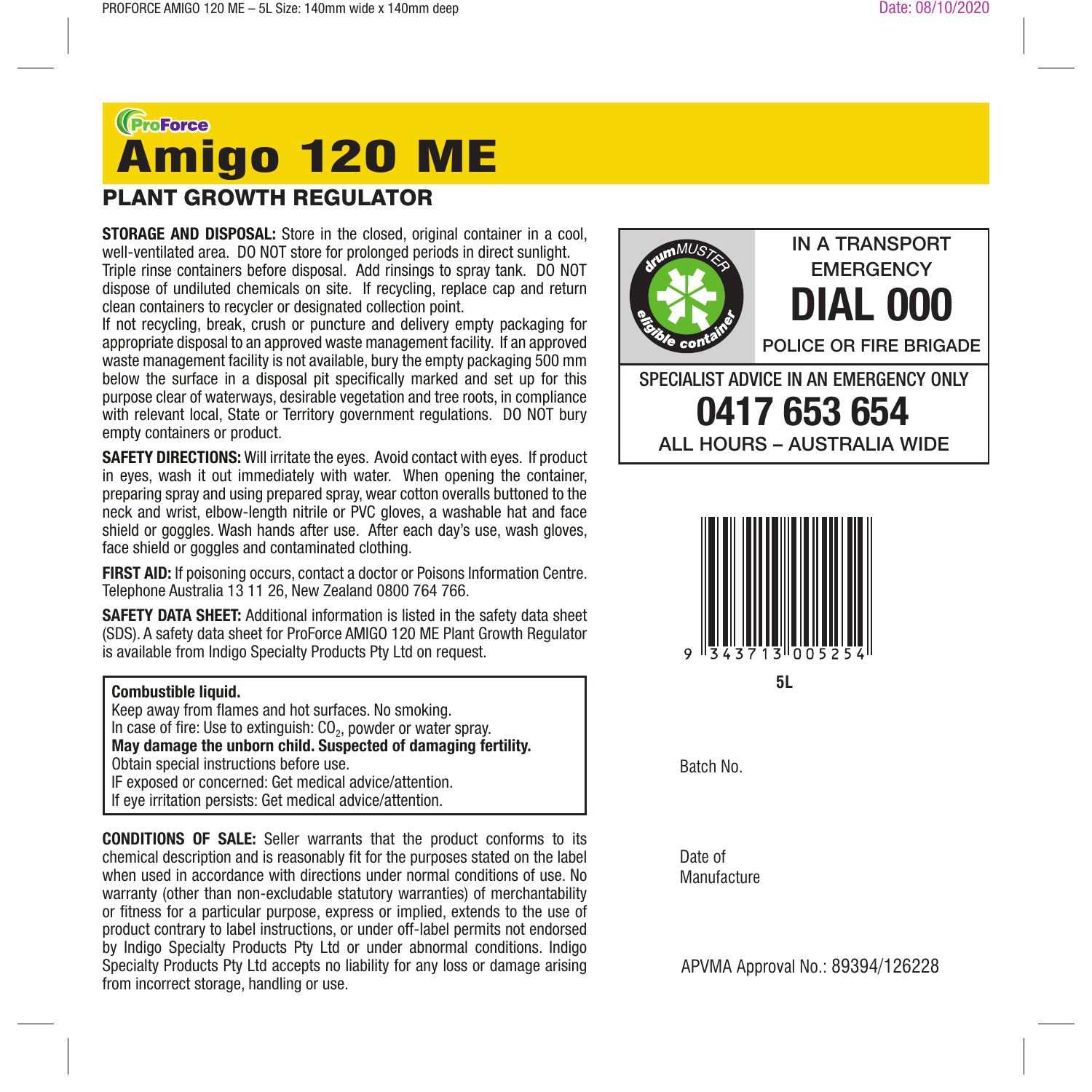ProForce

# Amigo 120 ME

## PLANT GROWTH REGULATOR

**STORAGE AND DISPOSAL:** Store in the closed, original container in a cool, well-ventilated area. DO NOT store for prolonged periods in direct sunlight. Triple rinse containers before disposal. Add rinsings to spray tank. DO NOT dispose of undiluted chemicals on site. If recycling, replace cap and return clean containers to recycler or designated collection point.
If not recycling, break, crush or puncture and delivery empty packaging for appropriate disposal to an approved waste management facility. If an approved waste management facility is not available, bury the empty packaging 500 mm below the surface in a disposal pit specifically marked and set up for this purpose clear of waterways, desirable vegetation and tree roots, in compliance with relevant local, State or Territory government regulations. DO NOT bury empty containers or product.

**SAFETY DIRECTIONS:** Will irritate the eyes. Avoid contact with eyes. If product in eyes, wash it out immediately with water. When opening the container, preparing spray and using prepared spray, wear cotton overalls buttoned to the neck and wrist, elbow-length nitrile or PVC gloves, a washable hat and face shield or goggles. Wash hands after use. After each day's use, wash gloves, face shield or goggles and contaminated clothing.

**FIRST AID:** If poisoning occurs, contact a doctor or Poisons Information Centre. Telephone Australia 13 11 26, New Zealand 0800 764 766.

**SAFETY DATA SHEET:** Additional information is listed in the safety data sheet (SDS). A safety data sheet for ProForce AMIGO 120 ME Plant Growth Regulator is available from Indigo Specialty Products Pty Ltd on request.

**Combustible liquid.**
Keep away from flames and hot surfaces. No smoking.
In case of fire: Use to extinguish: $CO_2$, powder or water spray.
**May damage the unborn child. Suspected of damaging fertility.**
Obtain special instructions before use.
IF exposed or concerned: Get medical advice/attention.
If eye irritation persists: Get medical advice/attention.

**CONDITIONS OF SALE:** Seller warrants that the product conforms to its chemical description and is reasonably fit for the purposes stated on the label when used in accordance with directions under normal conditions of use. No warranty (other than non-excludable statutory warranties) of merchantability or fitness for a particular purpose, express or implied, extends to the use of product contrary to label instructions, or under off-label permits not endorsed by Indigo Specialty Products Pty Ltd or under abnormal conditions. Indigo Specialty Products Pty Ltd accepts no liability for any loss or damage arising from incorrect storage, handling or use.

drumMUSTER eligible container

IN A TRANSPORT EMERGENCY
**DIAL 000**
POLICE OR FIRE BRIGADE

SPECIALIST ADVICE IN AN EMERGENCY ONLY
**0417 653 654**
ALL HOURS – AUSTRALIA WIDE

9 343713 005254

**5L**

Batch No.

Date of Manufacture

APVMA Approval No.: 89394/126228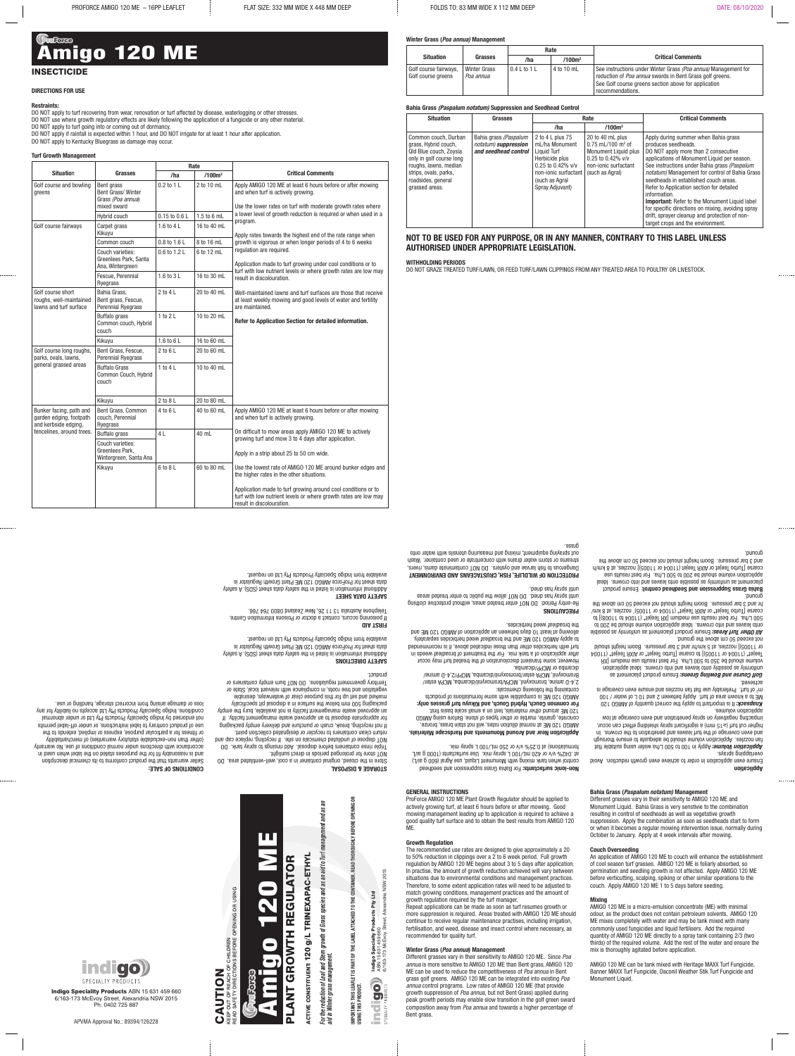# Amigo 120 ME

## INSECTICIDE

### DIRECTIONS FOR USE

**Restraints:**

DO NOT apply to turf recovering from wear, renovation or turf affected by disease, waterlogging or other stresses.
DO NOT use where growth regulatory effects are likely following the application of a fungicide or any other material.
DO NOT apply to turf going into or coming out of dormancy.
DO NOT apply if rainfall is expected within 1 hour, and DO NOT irrigate for at least 1 hour after application.
DO NOT apply to Kentucky Bluegrass as damage may occur.

**Turf Growth Management**

| Situation | Grasses | Rate | | Critical Comments |
|---|---|---|---|---|
| | | /ha | /100m² | |
| Golf course and bowling greens | Bent grass<br>Bent Grass/ Winter Grass (*Poa annua*) mixed sward | 0.2 to 1 L | 2 to 10 mL | Apply AMIGO 120 ME at least 6 hours before or after mowing and when turf is actively growing.<br><br>Use the lower rates on turf with moderate growth rates where a lower level of growth reduction is required or when used in a program.<br><br>Apply rates towards the highest end of the rate range when growth is vigorous or when longer periods of 4 to 6 weeks regulation are required.<br><br>Application made to turf growing under cool conditions or to turf with low nutrient levels or where growth rates are low may result in discolouration. |
| | Hybrid couch | 0.15 to 0.6 L | 1.5 to 6 mL | |
| Golf course fairways | Carpet grass<br>Kikuyu | 1.6 to 4 L | 16 to 40 mL | |
| | Common couch | 0.8 to 1.6 L | 8 to 16 mL | |
| | Couch varieties: Greenlees Park, Santa Ana, Wintergreen | 0.6 to 1.2 L | 6 to 12 mL | |
| | Fescue, Perennial Ryegrass | 1.6 to 3 L | 16 to 30 mL | |
| Golf course short roughs, well-maintained lawns and turf surface | Bahia Grass, Bent grass, Fescue, Perennial Ryegrass | 2 to 4 L | 20 to 40 mL | Well-maintained lawns and turf surfaces are those that receive at least weekly mowing and good levels of water and fertility are maintained.<br><br>**Refer to Application Section for detailed information.** |
| | Buffalo grass<br>Common couch, Hybrid couch | 1 to 2 L | 10 to 20 mL | |
| | Kikuyu | 1.6 to 6 L | 16 to 60 mL | |
| Golf course long roughs, parks, ovals, lawns, general grassed areas | Bent Grass, Fescue, Perennial Ryegrass | 2 to 6 L | 20 to 60 mL | |
| | Buffalo Grass<br>Common Couch, Hybrid couch | 1 to 4 L | 10 to 40 mL | |
| | Kikuyu | 2 to 8 L | 20 to 80 mL | |
| Bunker facing, path and garden edging, footpath and kerbside edging, fencelines, around trees. | Bent Grass, Common couch, Perennial Ryegrass | 4 to 6 L | 40 to 60 mL | Apply AMIGO 120 ME at least 6 hours before or after mowing and when turf is actively growing.<br><br>On difficult to mow areas apply AMIGO 120 ME to actively growing turf and mow 3 to 4 days after application.<br><br>Apply in a strip about 25 to 50 cm wide. |
| | Buffalo grass | 4 L | 40 mL | |
| | Couch varieties: Greenlees Park, Wintergreen, Santa Ana | | | |
| | Kikuyu | 6 to 8 L | 60 to 80 mL | Use the lowest rate of AMIGO 120 ME around bunker edges and the higher rates in the other situations.<br><br>Application made to turf growing around cool conditions or to turf with low nutrient levels or where growth rates are low may result in discolouration. |

**Winter Grass (*Poa annua*) Management**

| Situation | Grasses | Rate | | Critical Comments |
|---|---|---|---|---|
| | | /ha | /100m² | |
| Golf course fairways, Golf course greens | Winter Grass *Poa annua* | 0.4 L to 1 L | 4 to 10 mL | See instructions under Winter Grass (*Poa annua*) Management for reduction of *Poa annua* swards in Bent Grass golf greens. See Golf course greens section above for application recommendations. |

**Bahia Grass *(Paspalum notatum)* Suppression and Seedhead Control**

| Situation | Grasses | Rate | | Critical Comments |
|---|---|---|---|---|
| | | /ha | /100m² | |
| Common couch, Durban grass, Hybrid couch, Qld Blue couch, Zoysia only in golf course long roughs, lawns, median strips, ovals, parks, roadsides, general grassed areas. | ***Bahia grass (Paspalum notatum) suppression and seedhead control*** | 2 to 4 L plus 75 mL/ha Monument Liquid Turf Herbicide plus 0.25 to 0.42% v/v non-ionic surfactant (such as Agral Spray Adjuvant) | 20 to 40 mL plus 0.75 mL/100 m² of Monument Liquid plus 0.25 to 0.42% v/v non-ionic surfactant (such as Agral) | Apply during summer when Bahia grass produces seedheads.<br>DO NOT apply more than 2 consecutive applications of Monument Liquid per season.<br>See instructions under Bahia grass *(Paspalum notatum)* Management for control of Bahia Grass seedheads in established couch areas.<br>Refer to Application section for detailed information.<br>**Important:** Refer to the Monument Liquid label for specific directions on mixing, avoiding spray drift, sprayer cleanup and protection of non-target crops and the environment. |

**NOT TO BE USED FOR ANY PURPOSE, OR IN ANY MANNER, CONTRARY TO THIS LABEL UNLESS AUTHORISED UNDER APPROPRIATE LEGISLATION.**

**WITHHOLDING PERIODS**

DO NOT GRAZE TREATED TURF/LAWN, OR FEED TURF/LAWN CLIPPINGS FROM ANY TREATED AREA TO POULTRY OR LIVESTOCK.

---

indigo
SPECIALTY PRODUCTS

**Indigo Specialty Products** ABN 15 631 459 660
6/163-173 McEvoy Street, Alexandria NSW 2015
Ph: 0402 725 887

APVMA Approval No.: 89394/126228

---

**CAUTION**
KEEP OUT OF REACH OF CHILDREN
READ SAFETY DIRECTIONS BEFORE OPENING OR USING

ProForce
# Amigo 120 ME
## PLANT GROWTH REGULATOR

**ACTIVE CONSTITUENT: 120 g/L TRINEXAPAC-ETHYL**

*For the reduction of Leaf and Stem growth of Grass species and as an aid to Turf management and as an aid in Winter grass management.*

**IMPORTANT: THIS LEAFLET IS PART OF THE LABEL ATTACHED TO THE CONTAINER. READ THOROUGHLY BEFORE OPENING OR USING THIS PRODUCT.**

indigo SPECIALTY PRODUCTS
**Indigo Specialty Products Pty Ltd**
ABN 15 631 459 660
6/163-173 McEvoy Street, Alexandria NSW 2015

---

**GENERAL INSTRUCTIONS**

ProForce AMIGO 120 ME Plant Growth Regulator should be applied to actively growing turf, at least 6 hours before or after mowing. Good mowing management leading up to application is required to achieve a good quality turf surface and to obtain the best results from AMIGO 120 ME.

**Growth Regulation**

The recommended use rates are designed to give approximately a 20 to 50% reduction in clippings over a 2 to 6 week period. Full growth regulation by AMIGO 120 ME begins about 3 to 5 days after application. In practice, the amount of growth reduction achieved will vary between situations due to environmental conditions and management practices. Therefore, to some extent application rates will need to be adjusted to match growing conditions, management practices and the amount of growth regulation required by the turf manager.

Repeat applications can be made as soon as turf resumes growth or more suppression is required. Areas treated with AMIGO 120 ME should continue to receive regular maintenance practises, including irrigation, fertilisation, and weed, disease and insect control where necessary, as recommended for quality turf.

**Winter Grass (*Poa annua*) Management**

Different grasses vary in their sensitivity to AMIGO 120 ME. Since *Poa annua* is more sensitive to AMIGO 120 ME than Bent grass, AMIGO 120 ME can be used to reduce the competitiveness of *Poa annua* in Bent grass golf greens. AMIGO 120 ME can be integrated into existing *Poa annua* control programs. Low rates of AMIGO 120 ME (that provide growth suppression of *Poa annua*, but not Bent Grass) applied during peak growth periods may enable slow transition in the golf green sward composition away from *Poa annua* and towards a higher percentage of Bent grass.

**Bahia Grass (*Paspalum notatum*) Management**

Different grasses vary in their sensitivity to AMIGO 120 ME and Monument Liquid. Bahia Grass is very sensitive to the combination resulting in control of seedheads as well as vegetative growth suppression. Apply the combination as soon as seedheads start to form or when it becomes a regular mowing intervention issue, normally during October to January. Apply at 4 week intervals after mowing.

**Couch Overseeding**

An application of AMIGO 120 ME to couch will enhance the establishment of cool season turf grasses. AMIGO 120 ME is foliarly absorbed, so germination and seedling growth is not affected. Apply AMIGO 120 ME before verticutting, scalping, spiking or other similar operations to the couch. Apply AMIGO 120 ME 1 to 5 days before seeding.

**Mixing**

AMIGO 120 ME is a micro-emulsion concentrate (ME) with minimal odour, as the product does not contain petroleum solvents. AMIGO 120 ME mixes completely with water and may be tank mixed with many commonly used fungicides and liquid fertilisers. Add the required quantity of AMIGO 120 ME directly to a spray tank containing 2/3 (two thirds) of the required volume. Add the rest of the water and ensure the mix is thoroughly agitated before application.

AMIGO 120 ME can be tank mixed with Heritage MAXX Turf Fungicide, Banner MAXX Turf Fungicide, Daconil Weather Stik Turf Fungicide and Monument Liquid.

---

**Application**

Ensure even application in order to achieve even growth reduction. Avoid overlapping sprays.

***Application Volume:*** Apply in 100 to 500 L/ha water using suitable flat fan nozzles. Application volume should be adequate to ensure thorough and even coverage of the turf leaves and penetration to the crowns. In higher cut turf (≥15 mm) a significant spray shielding effect can occur, impacting negatively on spray penetration and even coverage at low application volumes.

***Knapsack:*** It is important to apply the correct quantity of AMIGO 120 ME to a known area of turf. Apply between 2 and 10 L of water / 100 m² of turf. Preferably use flat fan nozzles and ensure even coverage is achieved.

***Golf Course and Bowling Greens:*** Ensure product placement as uniformly as possible onto leaves and into crowns. Ideal application volume should be 350 to 500 L/ha. For best results use medium [XR Teejet® (11004 or 11005)] to coarse [Turbo Teejet® or AIXR Teejet® (11004 or 11005)] nozzles, at 5 km/hr and 3 bar pressure. Boom height should not exceed 50 cm above the ground.

***All Other Turf Areas:*** Ensure product placement as uniformly as possible onto leaves and into crowns. Ideal application volume should be 200 to 500 L/ha. For best results use medium [XR Teejet® (11004 to 11008)] to coarse [Turbo Teejet® or AIXR Teejet® (11004 or 11005)] nozzles, at 8 km/hr and 3 bar pressure. Boom height should not exceed 50 cm above the ground.

**Bahia Grass Suppression and Seedhead control:** Ensure product placement as uniformly as possible onto leaves and into crowns. Ideal application volume should be 200 to 500 L/ha. For best results use coarse [Turbo Teejet® or AIXR Teejet® (11004 or 11005)] nozzles, at 8 km/h and 3 bar pressure. Boom height should not exceed 50 cm above the ground.

**Non-ionic surfactants:** For Bahia Grass suppression and seedhead control when tank mixing with Monument Liquid, use Agral (600 g ai/L) at .042% v/v or 420 mL/100 L spray mix. Use surfactants (1000 g ai/L formulations) at 0.25% v/v or 250 mL/100 L spray mix.

**Application Near and Around Monuments and Hardscape Materials.**

AMIGO 120 ME at normal dilution rates, will not stain brass, bronze, concrete, granite, marble or other types of stone. Before using AMIGO 120 ME around other materials, test on a small scale basis first.

**For common Couch, Hybrid Couch, and Kikuyu turf grasses only:**

AMIGO 120 ME is compatible with some formulations of products containing the following chemicals:

2,4-D amine, bromoxynil, MCPA/bromoxynil/dicamba, MCPA ester/bromoxynil, MCPA ester/bromoxynil/dicamba, MCPP/2,4-D amine/dicamba or MCPP/dicamba.

However, some transient discolouration of the treated turf may occur after application of a tank mix. For the treatment of broadleaf weeds in turf with herbicides other than those indicated above, it is recommended to apply AMIGO 120 ME and the broadleaf weed herbicides separately, allowing at least 10 days between an application of AMIGO 120 ME and the broadleaf weed herbicides.

**PRECAUTIONS**

Re-entry Period: DO NOT enter treated areas, without protective clothing until spray has dried. DO NOT allow the public to enter treated areas until spray has dried.

**PROTECTION OF WILDLIFE, FISH, CRUSTACEANS AND ENVIRONMENT**

Dangerous to fish larvae and oysters. DO NOT contaminate dams, rivers, streams or storm water drains with concentrate or used container. Wash out spraying equipment, mixing and measuring utensils with water onto grass.

**STORAGE & DISPOSAL**

Store in the closed, original container in a cool, well-ventilated area. DO NOT store for prolonged periods in direct sunlight.

Triple rinse containers before disposal. Add rinsings to spray tank. DO NOT dispose of undiluted chemicals on site. If recycling, replace cap and return clean containers to recycler or designated collection point.

If not recycling, break, crush or puncture and deliver empty packaging for appropriate disposal to an approved waste management facility. If an approved waste management facility is not available, bury the empty packaging 500 mm below the surface in a disposal pit specifically marked and set up for this purpose clear of waterways, desirable vegetation and tree roots, in compliance with relevant local, State or Territory government regulations. DO NOT burn empty containers or product.

**SAFETY DIRECTIONS**

Additional information is listed in the safety data sheet (SDS). A safety data sheet for Pro-Force AMIGO 120 ME Plant Growth Regulator is available from Indigo Specialty Products Pty Ltd on request.

**FIRST AID**

If poisoning occurs, contact a doctor or Poisons Information Centre. Telephone Australia 13 11 26; New Zealand 0800 764 766.

**SAFETY DATA SHEET**

Additional information is listed in the safety data sheet (SDS). A safety data sheet for Pro-Force AMIGO 120 ME Plant Growth Regulator is available from Indigo Specialty Products Pty Ltd on request.

**CONDITIONS OF SALE:**

Seller warrants that the product conforms to its chemical description and is reasonably fit for the purposes stated on the label when used in accordance with directions under normal conditions of use. No warranty (other than non-excludable statutory warranties) of merchantability or fitness for a particular purpose, express or implied, extends to the use of product contrary to label instructions, or under off-label permits not endorsed by Indigo Specialty Products Pty Ltd or under abnormal conditions. Indigo Specialty Products Pty Ltd accepts no liability for any loss or damage arising from incorrect storage, handling or use.